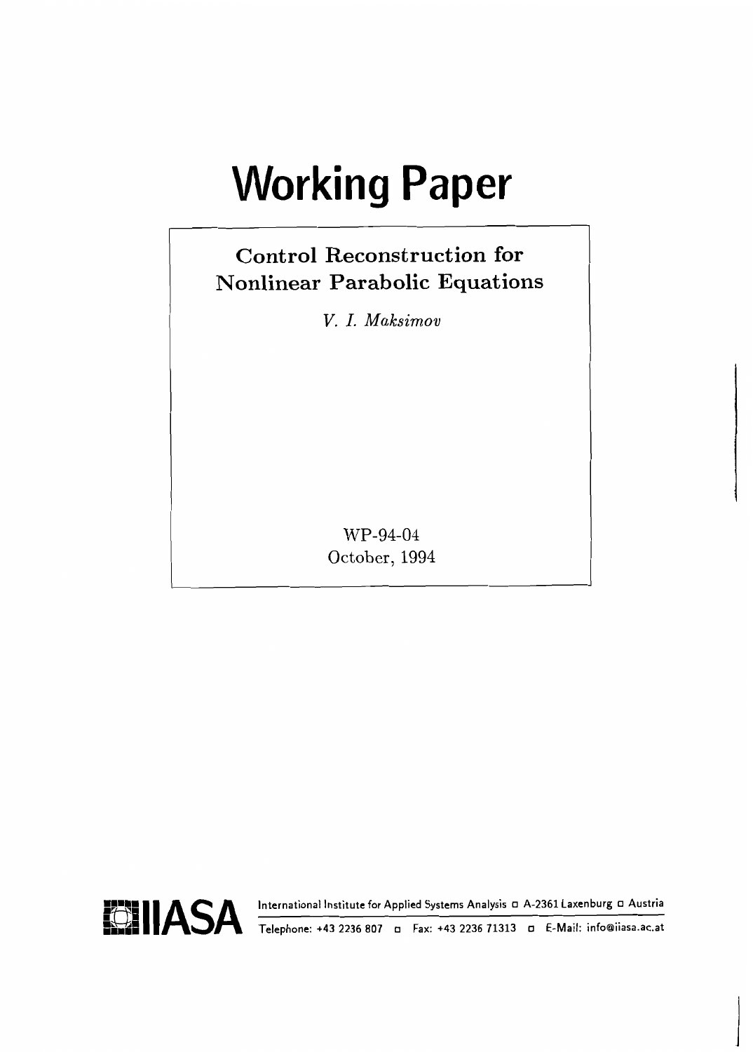# Working Paper

## Control Reconstruction for Nonlinear Parabolic Equations

*V. I. Maksimov*

WP-94-04
October, 1994

IIASA International Institute for Applied Systems Analysis ◻ A-2361 Laxenburg ◻ Austria

Telephone: +43 2236 807 ◻ Fax: +43 2236 71313 ◻ E-Mail: info@iiasa.ac.at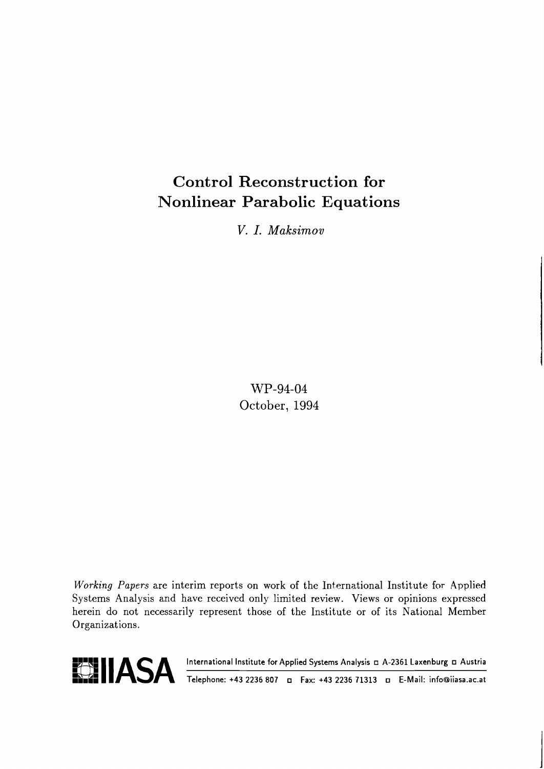# Control Reconstruction for Nonlinear Parabolic Equations

*V. I. Maksimov*

WP-94-04
October, 1994

*Working Papers* are interim reports on work of the International Institute for Applied Systems Analysis and have received only limited review. Views or opinions expressed herein do not necessarily represent those of the Institute or of its National Member Organizations.

**IIASA** International Institute for Applied Systems Analysis □ A-2361 Laxenburg □ Austria
Telephone: +43 2236 807 □ Fax: +43 2236 71313 □ E-Mail: info@iiasa.ac.at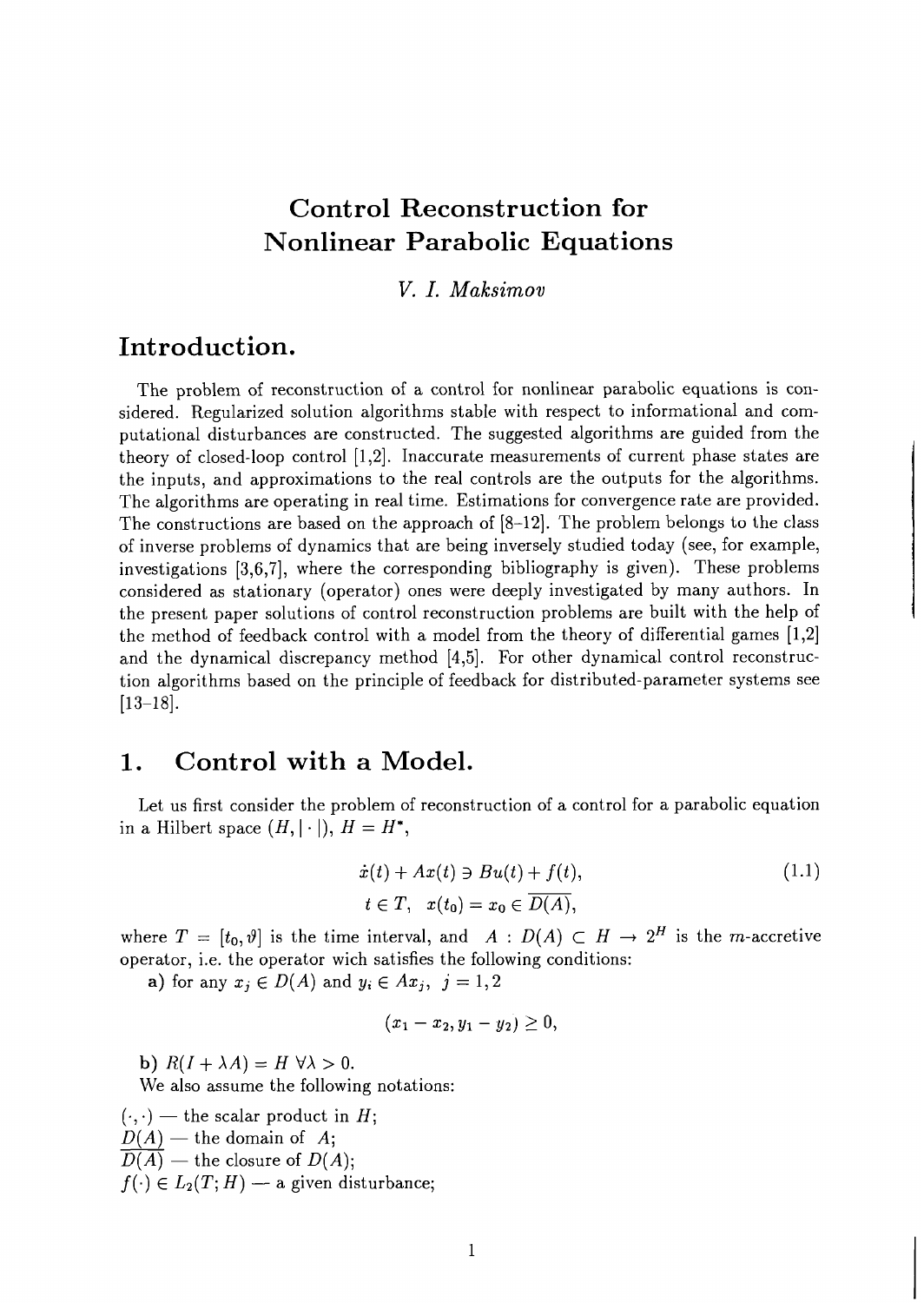# Control Reconstruction for Nonlinear Parabolic Equations

*V. I. Maksimov*

## Introduction.

The problem of reconstruction of a control for nonlinear parabolic equations is considered. Regularized solution algorithms stable with respect to informational and computational disturbances are constructed. The suggested algorithms are guided from the theory of closed-loop control [1,2]. Inaccurate measurements of current phase states are the inputs, and approximations to the real controls are the outputs for the algorithms. The algorithms are operating in real time. Estimations for convergence rate are provided. The constructions are based on the approach of [8–12]. The problem belongs to the class of inverse problems of dynamics that are being inversely studied today (see, for example, investigations [3,6,7], where the corresponding bibliography is given). These problems considered as stationary (operator) ones were deeply investigated by many authors. In the present paper solutions of control reconstruction problems are built with the help of the method of feedback control with a model from the theory of differential games [1,2] and the dynamical discrepancy method [4,5]. For other dynamical control reconstruction algorithms based on the principle of feedback for distributed-parameter systems see [13–18].

## 1. Control with a Model.

Let us first consider the problem of reconstruction of a control for a parabolic equation in a Hilbert space $(H, |\cdot|)$, $H = H^*$,

$$\dot{x}(t) + Ax(t) \ni Bu(t) + f(t), \tag{1.1}$$
$$t \in T, \quad x(t_0) = x_0 \in \overline{D(A)},$$

where $T = [t_0, \vartheta]$ is the time interval, and $A : D(A) \subset H \to 2^H$ is the $m$-accretive operator, i.e. the operator wich satisfies the following conditions:

**a)** for any $x_j \in D(A)$ and $y_i \in Ax_j$, $j = 1, 2$

$$(x_1 - x_2, y_1 - y_2) \geq 0,$$

**b)** $R(I + \lambda A) = H \; \forall \lambda > 0$.

We also assume the following notations:

$(\cdot, \cdot)$ — the scalar product in $H$;
$D(A)$ — the domain of $A$;
$\overline{D(A)}$ — the closure of $D(A)$;
$f(\cdot) \in L_2(T; H)$ — a given disturbance;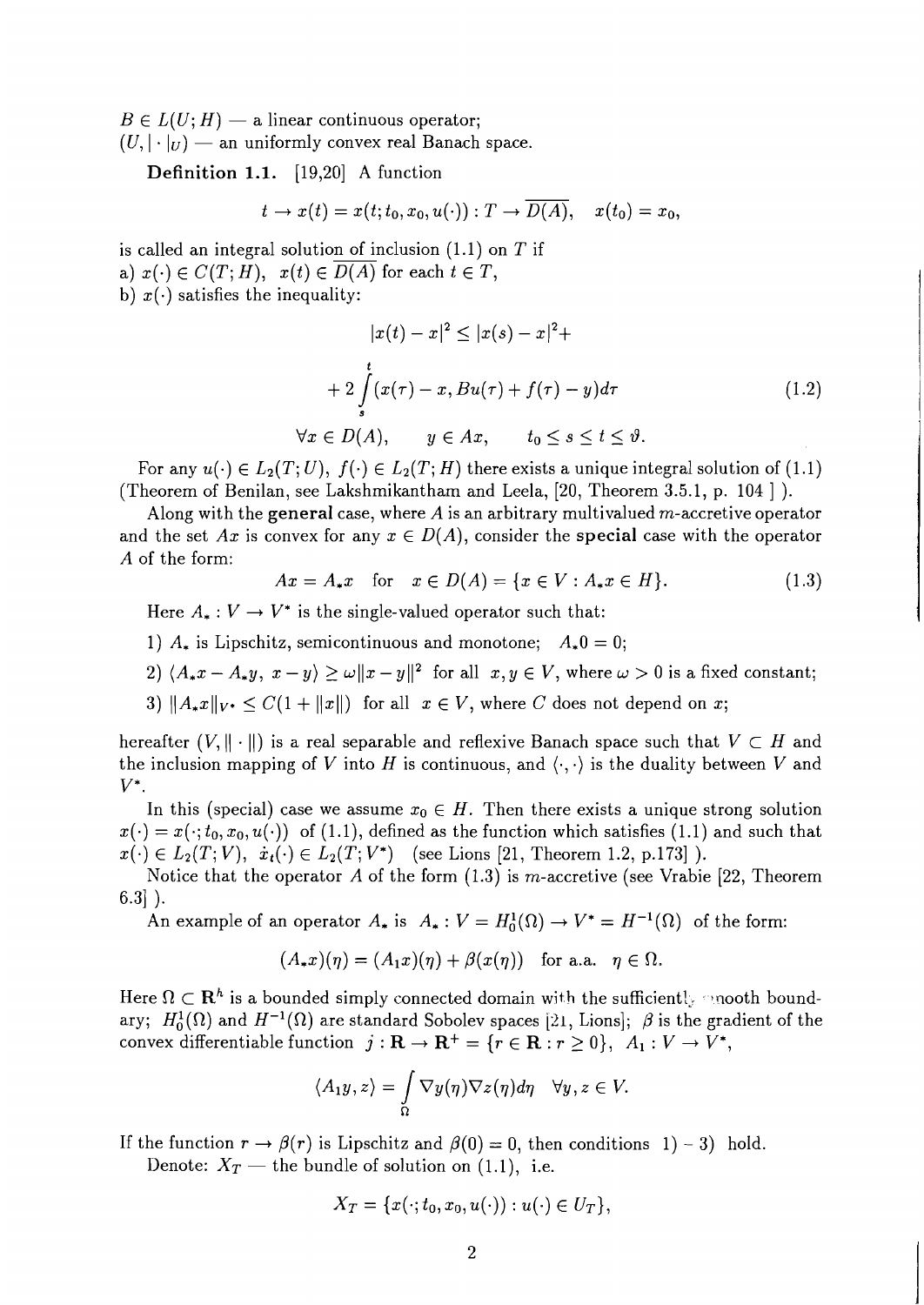$B \in L(U; H)$ — a linear continuous operator;
$(U, |\cdot|_U)$ — an uniformly convex real Banach space.

**Definition 1.1.** [19,20] A function

$$t \to x(t) = x(t; t_0, x_0, u(\cdot)) : T \to \overline{D(A)}, \quad x(t_0) = x_0,$$

is called an integral solution of inclusion (1.1) on $T$ if
a) $x(\cdot) \in C(T; H)$, $x(t) \in \overline{D(A)}$ for each $t \in T$,
b) $x(\cdot)$ satisfies the inequality:

$$|x(t) - x|^2 \leq |x(s) - x|^2 + 2\int_s^t (x(\tau) - x, Bu(\tau) + f(\tau) - y)d\tau \tag{1.2}$$

$$\forall x \in D(A), \quad y \in Ax, \quad t_0 \leq s \leq t \leq \vartheta.$$

For any $u(\cdot) \in L_2(T; U)$, $f(\cdot) \in L_2(T; H)$ there exists a unique integral solution of (1.1) (Theorem of Benilan, see Lakshmikantham and Leela, [20, Theorem 3.5.1, p. 104 ] ).

Along with the **general** case, where $A$ is an arbitrary multivalued $m$-accretive operator and the set $Ax$ is convex for any $x \in D(A)$, consider the **special** case with the operator $A$ of the form:

$$Ax = A_* x \quad \text{for} \quad x \in D(A) = \{x \in V : A_* x \in H\}. \tag{1.3}$$

Here $A_* : V \to V^*$ is the single-valued operator such that:

1) $A_*$ is Lipschitz, semicontinuous and monotone; $A_* 0 = 0$;

2) $\langle A_* x - A_* y, \; x - y \rangle \geq \omega \|x - y\|^2$ for all $x, y \in V$, where $\omega > 0$ is a fixed constant;

3) $\|A_* x\|_{V^*} \leq C(1 + \|x\|)$ for all $x \in V$, where $C$ does not depend on $x$;

hereafter $(V, \|\cdot\|)$ is a real separable and reflexive Banach space such that $V \subset H$ and the inclusion mapping of $V$ into $H$ is continuous, and $\langle \cdot, \cdot \rangle$ is the duality between $V$ and $V^*$.

In this (special) case we assume $x_0 \in H$. Then there exists a unique strong solution $x(\cdot) = x(\cdot; t_0, x_0, u(\cdot))$ of (1.1), defined as the function which satisfies (1.1) and such that $x(\cdot) \in L_2(T; V)$, $\dot{x}_t(\cdot) \in L_2(T; V^*)$ (see Lions [21, Theorem 1.2, p.173] ).

Notice that the operator $A$ of the form (1.3) is $m$-accretive (see Vrabie [22, Theorem 6.3] ).

An example of an operator $A_*$ is $A_* : V = H_0^1(\Omega) \to V^* = H^{-1}(\Omega)$ of the form:

$$(A_* x)(\eta) = (A_1 x)(\eta) + \beta(x(\eta)) \quad \text{for a.a.} \quad \eta \in \Omega.$$

Here $\Omega \subset \mathbf{R}^h$ is a bounded simply connected domain with the sufficiently smooth boundary; $H_0^1(\Omega)$ and $H^{-1}(\Omega)$ are standard Sobolev spaces [21, Lions]; $\beta$ is the gradient of the convex differentiable function $j : \mathbf{R} \to \mathbf{R}^+ = \{r \in \mathbf{R} : r \geq 0\}$, $A_1 : V \to V^*$,

$$\langle A_1 y, z \rangle = \int_\Omega \nabla y(\eta) \nabla z(\eta) d\eta \quad \forall y, z \in V.$$

If the function $r \to \beta(r)$ is Lipschitz and $\beta(0) = 0$, then conditions 1) – 3) hold.

Denote: $X_T$ — the bundle of solution on (1.1), i.e.

$$X_T = \{x(\cdot; t_0, x_0, u(\cdot)) : u(\cdot) \in U_T\},$$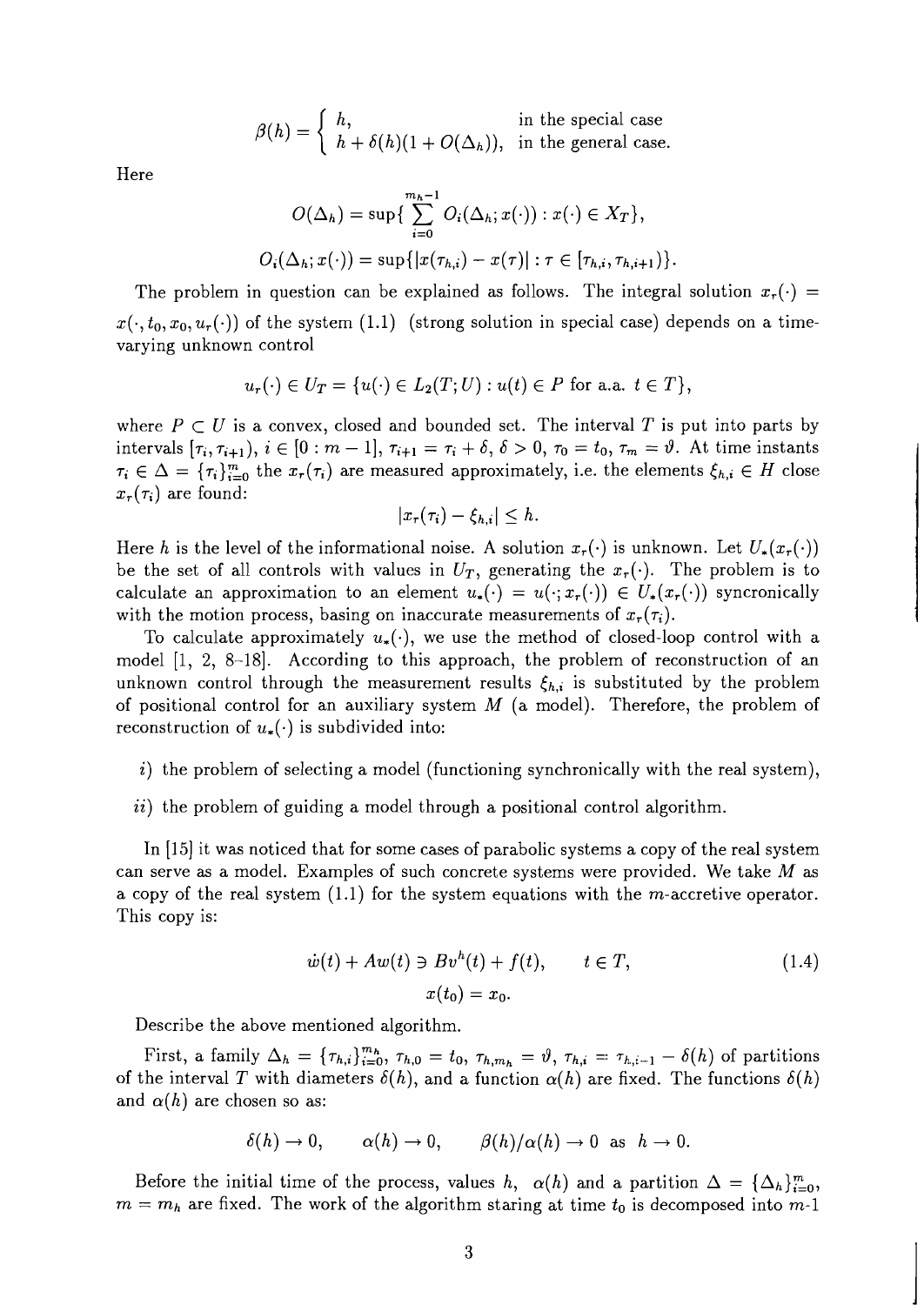$$\beta(h) = \begin{cases} h, & \text{in the special case} \\ h + \delta(h)(1 + O(\Delta_h)), & \text{in the general case.} \end{cases}$$

Here

$$O(\Delta_h) = \sup\{ \sum_{i=0}^{m_h - 1} O_i(\Delta_h; x(\cdot)) : x(\cdot) \in X_T \},$$

$$O_i(\Delta_h; x(\cdot)) = \sup\{ |x(\tau_{h,i}) - x(\tau)| : \tau \in [\tau_{h,i}, \tau_{h,i+1}) \}.$$

The problem in question can be explained as follows. The integral solution $x_r(\cdot) = x(\cdot, t_0, x_0, u_r(\cdot))$ of the system (1.1) (strong solution in special case) depends on a time-varying unknown control

$$u_r(\cdot) \in U_T = \{ u(\cdot) \in L_2(T; U) : u(t) \in P \text{ for a.a. } t \in T \},$$

where $P \subset U$ is a convex, closed and bounded set. The interval $T$ is put into parts by intervals $[\tau_i, \tau_{i+1})$, $i \in [0 : m-1]$, $\tau_{i+1} = \tau_i + \delta$, $\delta > 0$, $\tau_0 = t_0$, $\tau_m = \vartheta$. At time instants $\tau_i \in \Delta = \{\tau_i\}_{i=0}^m$ the $x_r(\tau_i)$ are measured approximately, i.e. the elements $\xi_{h,i} \in H$ close $x_r(\tau_i)$ are found:

$$|x_r(\tau_i) - \xi_{h,i}| \leq h.$$

Here $h$ is the level of the informational noise. A solution $x_r(\cdot)$ is unknown. Let $U_*(x_r(\cdot))$ be the set of all controls with values in $U_T$, generating the $x_r(\cdot)$. The problem is to calculate an approximation to an element $u_*(\cdot) = u(\cdot; x_r(\cdot)) \in U_*(x_r(\cdot))$ syncronically with the motion process, basing on inaccurate measurements of $x_r(\tau_i)$.

To calculate approximately $u_*(\cdot)$, we use the method of closed-loop control with a model [1, 2, 8–18]. According to this approach, the problem of reconstruction of an unknown control through the measurement results $\xi_{h,i}$ is substituted by the problem of positional control for an auxiliary system $M$ (a model). Therefore, the problem of reconstruction of $u_*(\cdot)$ is subdivided into:

*i*) the problem of selecting a model (functioning synchronically with the real system),

*ii*) the problem of guiding a model through a positional control algorithm.

In [15] it was noticed that for some cases of parabolic systems a copy of the real system can serve as a model. Examples of such concrete systems were provided. We take $M$ as a copy of the real system (1.1) for the system equations with the $m$-accretive operator. This copy is:

$$\dot{w}(t) + Aw(t) \ni Bv^h(t) + f(t), \qquad t \in T, \tag{1.4}$$
$$x(t_0) = x_0.$$

Describe the above mentioned algorithm.

First, a family $\Delta_h = \{\tau_{h,i}\}_{i=0}^{m_h}$, $\tau_{h,0} = t_0$, $\tau_{h,m_h} = \vartheta$, $\tau_{h,i} = \tau_{h,i-1} - \delta(h)$ of partitions of the interval $T$ with diameters $\delta(h)$, and a function $\alpha(h)$ are fixed. The functions $\delta(h)$ and $\alpha(h)$ are chosen so as:

$$\delta(h) \to 0, \qquad \alpha(h) \to 0, \qquad \beta(h)/\alpha(h) \to 0 \text{ as } h \to 0.$$

Before the initial time of the process, values $h$, $\alpha(h)$ and a partition $\Delta = \{\Delta_h\}_{i=0}^m$, $m = m_h$ are fixed. The work of the algorithm staring at time $t_0$ is decomposed into $m$-1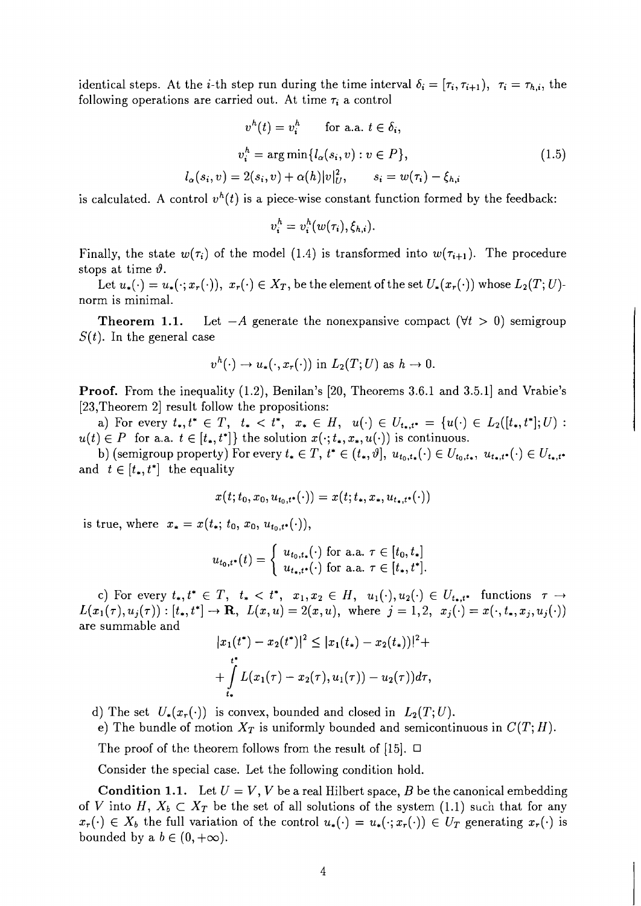identical steps. At the $i$-th step run during the time interval $\delta_i = [\tau_i, \tau_{i+1})$, $\tau_i = \tau_{h,i}$, the following operations are carried out. At time $\tau_i$ a control

$$
\begin{gathered}
v^h(t) = v_i^h \qquad \text{for a.a. } t \in \delta_i, \\
v_i^h = \arg\min\{l_\alpha(s_i, v) : v \in P\}, \\
l_\alpha(s_i, v) = 2(s_i, v) + \alpha(h)|v|_U^2, \qquad s_i = w(\tau_i) - \xi_{h,i}
\end{gathered}
\tag{1.5}
$$

is calculated. A control $v^h(t)$ is a piece-wise constant function formed by the feedback:

$$
v_i^h = v_i^h(w(\tau_i), \xi_{h,i}).
$$

Finally, the state $w(\tau_i)$ of the model (1.4) is transformed into $w(\tau_{i+1})$. The procedure stops at time $\vartheta$.

Let $u_*(\cdot) = u_*(\cdot; x_r(\cdot))$, $x_r(\cdot) \in X_T$, be the element of the set $U_*(x_r(\cdot))$ whose $L_2(T; U)$-norm is minimal.

**Theorem 1.1.** Let $-A$ generate the nonexpansive compact ($\forall t > 0$) semigroup $S(t)$. In the general case

$$
v^h(\cdot) \to u_*(\cdot, x_r(\cdot)) \text{ in } L_2(T; U) \text{ as } h \to 0.
$$

**Proof.** From the inequality (1.2), Benilan's [20, Theorems 3.6.1 and 3.5.1] and Vrabie's [23, Theorem 2] result follow the propositions:

a) For every $t_*, t^* \in T$, $t_* < t^*$, $x_* \in H$, $u(\cdot) \in U_{t_*,t^*} = \{u(\cdot) \in L_2([t_*, t^*]; U) : u(t) \in P$ for a.a. $t \in [t_*, t^*]\}$ the solution $x(\cdot; t_*, x_*, u(\cdot))$ is continuous.

b) (semigroup property) For every $t_* \in T$, $t^* \in (t_*, \vartheta]$, $u_{t_0,t_*}(\cdot) \in U_{t_0,t_*}$, $u_{t_*,t^*}(\cdot) \in U_{t_*,t^*}$ and $t \in [t_*, t^*]$ the equality

$$
x(t; t_0, x_0, u_{t_0,t^*}(\cdot)) = x(t; t_*, x_*, u_{t_*,t^*}(\cdot))
$$

is true, where $x_* = x(t_*; t_0, x_0, u_{t_0,t^*}(\cdot))$,

$$
u_{t_0,t^*}(t) = \begin{cases} u_{t_0,t_*}(\cdot) \text{ for a.a. } \tau \in [t_0, t_*] \\ u_{t_*,t^*}(\cdot) \text{ for a.a. } \tau \in [t_*, t^*]. \end{cases}
$$

c) For every $t_*, t^* \in T$, $t_* < t^*$, $x_1, x_2 \in H$, $u_1(\cdot), u_2(\cdot) \in U_{t_*,t^*}$ functions $\tau \to L(x_1(\tau), u_j(\tau)) : [t_*, t^*] \to \mathbf{R}$, $L(x, u) = 2(x, u)$, where $j = 1, 2$, $x_j(\cdot) = x(\cdot, t_*, x_j, u_j(\cdot))$ are summable and

$$
|x_1(t^*) - x_2(t^*)|^2 \leq |x_1(t_*) - x_2(t_*))|^2 + \int_{t_*}^{t^*} L(x_1(\tau) - x_2(\tau), u_1(\tau)) - u_2(\tau))d\tau,
$$

d) The set $U_*(x_r(\cdot))$ is convex, bounded and closed in $L_2(T; U)$.

e) The bundle of motion $X_T$ is uniformly bounded and semicontinuous in $C(T; H)$.

The proof of the theorem follows from the result of [15]. $\square$

Consider the special case. Let the following condition hold.

**Condition 1.1.** Let $U = V$, $V$ be a real Hilbert space, $B$ be the canonical embedding of $V$ into $H$, $X_b \subset X_T$ be the set of all solutions of the system (1.1) such that for any $x_r(\cdot) \in X_b$ the full variation of the control $u_*(\cdot) = u_*(\cdot; x_r(\cdot)) \in U_T$ generating $x_r(\cdot)$ is bounded by a $b \in (0, +\infty)$.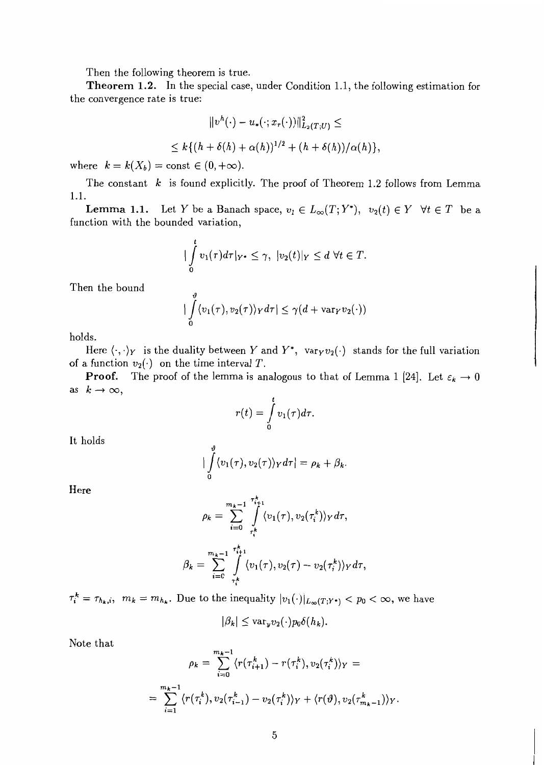Then the following theorem is true.

**Theorem 1.2.** In the special case, under Condition 1.1, the following estimation for the convergence rate is true:

$$\|v^h(\cdot) - u_*(\cdot; x_r(\cdot))\|^2_{L_2(T;U)} \leq$$

$$\leq k\{(h + \delta(h) + \alpha(h))^{1/2} + (h + \delta(h))/\alpha(h)\},$$

where $k = k(X_b) = \text{const} \in (0, +\infty)$.

The constant $k$ is found explicitly. The proof of Theorem 1.2 follows from Lemma 1.1.

**Lemma 1.1.** Let $Y$ be a Banach space, $v_l \in L_\infty(T; Y^*)$, $v_2(t) \in Y \ \forall t \in T$ be a function with the bounded variation,

$$|\int_0^t v_1(\tau)d\tau|_{Y^*} \leq \gamma, \ |v_2(t)|_Y \leq d \ \forall t \in T.$$

Then the bound

$$|\int_0^\vartheta \langle v_1(\tau), v_2(\tau)\rangle_Y d\tau| \leq \gamma(d + \text{var}_Y v_2(\cdot))$$

holds.

Here $\langle \cdot, \cdot \rangle_Y$ is the duality between $Y$ and $Y^*$, $\text{var}_Y v_2(\cdot)$ stands for the full variation of a function $v_2(\cdot)$ on the time interval $T$.

**Proof.** The proof of the lemma is analogous to that of Lemma 1 [24]. Let $\varepsilon_k \to 0$ as $k \to \infty$,

$$r(t) = \int_0^t v_1(\tau)d\tau.$$

It holds

$$|\int_0^\vartheta \langle v_1(\tau), v_2(\tau)\rangle_Y d\tau| = \rho_k + \beta_k.$$

Here

$$\rho_k = \sum_{i=0}^{m_k-1} \int_{\tau_i^k}^{\tau_{i+1}^k} \langle v_1(\tau), v_2(\tau_i^k)\rangle_Y d\tau,$$

$$\beta_k = \sum_{i=0}^{m_k-1} \int_{\tau_i^k}^{\tau_{i+1}^k} \langle v_1(\tau), v_2(\tau) - v_2(\tau_i^k)\rangle_Y d\tau,$$

$\tau_i^k = \tau_{h_k,i}$, $m_k = m_{h_k}$. Due to the inequality $|v_1(\cdot)|_{L_\infty(T;Y^*)} < p_0 < \infty$, we have

$$|\beta_k| \leq \text{var}_y v_2(\cdot) p_0 \delta(h_k).$$

Note that

$$\rho_k = \sum_{i=0}^{m_k-1} \langle r(\tau_{i+1}^k) - r(\tau_i^k), v_2(\tau_i^k)\rangle_Y =$$

$$= \sum_{i=1}^{m_k-1} \langle r(\tau_i^k), v_2(\tau_{i-1}^k) - v_2(\tau_i^k)\rangle_Y + \langle r(\vartheta), v_2(\tau_{m_k-1}^k)\rangle_Y.$$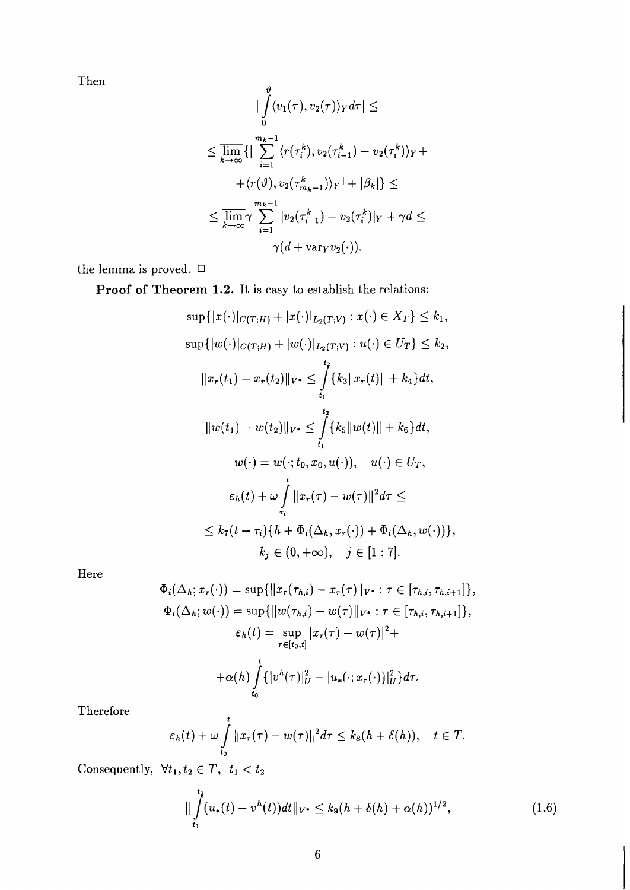Then

$$
\begin{gathered}
|\int_0^{\vartheta} \langle v_1(\tau), v_2(\tau)\rangle_Y d\tau| \leq \\
\leq \overline{\lim_{k\to\infty}} \{ |\sum_{i=1}^{m_k-1} \langle r(\tau_i^k), v_2(\tau_{i-1}^k) - v_2(\tau_i^k)\rangle_Y + \\
+ \langle r(\vartheta), v_2(\tau_{m_k-1}^k)\rangle_Y | + |\beta_k| \} \leq \\
\leq \overline{\lim_{k\to\infty}} \gamma \sum_{i=1}^{m_k-1} |v_2(\tau_{i-1}^k) - v_2(\tau_i^k)|_Y + \gamma d \leq \\
\gamma(d + \mathrm{var}_Y v_2(\cdot)).
\end{gathered}
$$

the lemma is proved. $\square$

**Proof of Theorem 1.2.** It is easy to establish the relations:

$$
\begin{gathered}
\sup\{|x(\cdot)|_{C(T;H)} + |x(\cdot)|_{L_2(T;V)} : x(\cdot) \in X_T\} \leq k_1, \\
\sup\{|w(\cdot)|_{C(T;H)} + |w(\cdot)|_{L_2(T;V)} : u(\cdot) \in U_T\} \leq k_2, \\
\|x_r(t_1) - x_r(t_2)\|_{V^*} \leq \int_{t_1}^{t_2} \{k_3\|x_r(t)\| + k_4\} dt, \\
\|w(t_1) - w(t_2)\|_{V^*} \leq \int_{t_1}^{t_2} \{k_5\|w(t)\| + k_6\} dt, \\
w(\cdot) = w(\cdot; t_0, x_0, u(\cdot)), \quad u(\cdot) \in U_T, \\
\varepsilon_h(t) + \omega \int_{\tau_i}^{t} \|x_r(\tau) - w(\tau)\|^2 d\tau \leq \\
\leq k_7(t - \tau_i)\{h + \Phi_i(\Delta_h, x_r(\cdot)) + \Phi_i(\Delta_h, w(\cdot))\}, \\
k_j \in (0, +\infty), \quad j \in [1:7].
\end{gathered}
$$

Here

$$
\begin{gathered}
\Phi_i(\Delta_h; x_r(\cdot)) = \sup\{\|x_r(\tau_{h,i}) - x_r(\tau)\|_{V^*} : \tau \in [\tau_{h,i}, \tau_{h,i+1}]\}, \\
\Phi_i(\Delta_h; w(\cdot)) = \sup\{\|w(\tau_{h,i}) - w(\tau)\|_{V^*} : \tau \in [\tau_{h,i}, \tau_{h,i+1}]\}, \\
\varepsilon_h(t) = \sup_{\tau \in [t_0, t]} |x_r(\tau) - w(\tau)|^2 + \\
+ \alpha(h) \int_{t_0}^{t} \{|v^h(\tau)|_U^2 - |u_*(\cdot; x_r(\cdot))|_U^2\} d\tau.
\end{gathered}
$$

Therefore

$$
\varepsilon_h(t) + \omega \int_{t_0}^{t} \|x_r(\tau) - w(\tau)\|^2 d\tau \leq k_8(h + \delta(h)), \quad t \in T.
$$

Consequently, $\forall t_1, t_2 \in T, \ t_1 < t_2$

$$
\|\int_{t_1}^{t_2} (u_*(t) - v^h(t)) dt\|_{V^*} \leq k_9(h + \delta(h) + \alpha(h))^{1/2}, \tag{1.6}
$$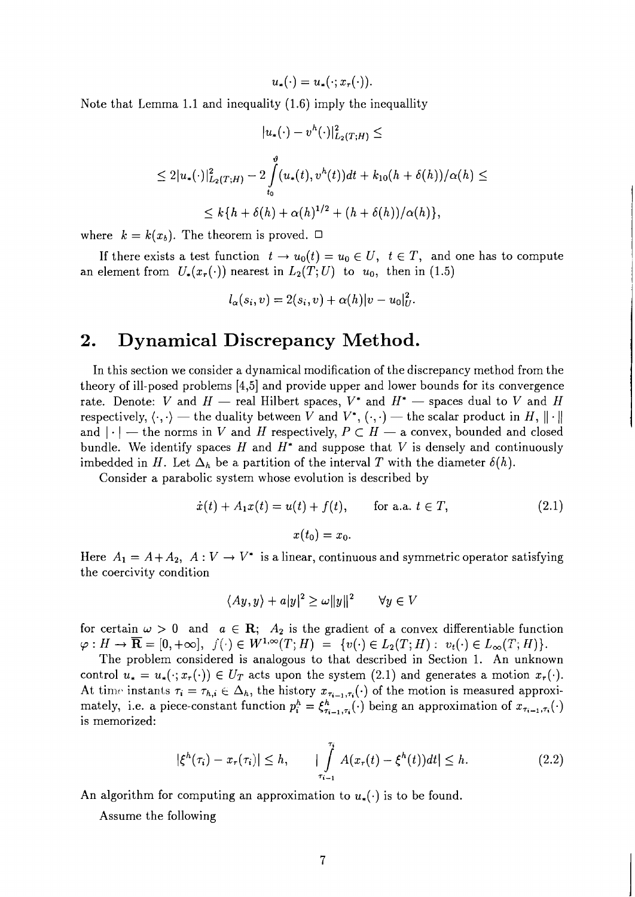$$u_*(\cdot) = u_*(\cdot; x_r(\cdot)).$$

Note that Lemma 1.1 and inequality (1.6) imply the inequallity

$$|u_*(\cdot) - v^h(\cdot)|^2_{L_2(T;H)} \leq$$

$$\leq 2|u_*(\cdot)|^2_{L_2(T;H)} - 2\int_{t_0}^{\vartheta}(u_*(t), v^h(t))dt + k_{10}(h + \delta(h))/\alpha(h) \leq$$

$$\leq k\{h + \delta(h) + \alpha(h)^{1/2} + (h + \delta(h))/\alpha(h)\},$$

where $k = k(x_b)$. The theorem is proved. □

If there exists a test function $t \to u_0(t) = u_0 \in U$, $t \in T$, and one has to compute an element from $U_*(x_r(\cdot))$ nearest in $L_2(T;U)$ to $u_0$, then in (1.5)

$$l_\alpha(s_i, v) = 2(s_i, v) + \alpha(h)|v - u_0|^2_U.$$

## 2. Dynamical Discrepancy Method.

In this section we consider a dynamical modification of the discrepancy method from the theory of ill-posed problems [4,5] and provide upper and lower bounds for its convergence rate. Denote: $V$ and $H$ — real Hilbert spaces, $V^*$ and $H^*$ — spaces dual to $V$ and $H$ respectively, $\langle \cdot, \cdot \rangle$ — the duality between $V$ and $V^*$, $(\cdot, \cdot)$ — the scalar product in $H$, $\|\cdot\|$ and $|\cdot|$ — the norms in $V$ and $H$ respectively, $P \subset H$ — a convex, bounded and closed bundle. We identify spaces $H$ and $H^*$ and suppose that $V$ is densely and continuously imbedded in $H$. Let $\Delta_h$ be a partition of the interval $T$ with the diameter $\delta(h)$.

Consider a parabolic system whose evolution is described by

$$\dot{x}(t) + A_1 x(t) = u(t) + f(t), \qquad \text{for a.a. } t \in T, \tag{2.1}$$

$$x(t_0) = x_0.$$

Here $A_1 = A + A_2$, $A : V \to V^*$ is a linear, continuous and symmetric operator satisfying the coercivity condition

$$\langle Ay, y \rangle + a|y|^2 \geq \omega \|y\|^2 \qquad \forall y \in V$$

for certain $\omega > 0$ and $a \in \mathbf{R}$; $A_2$ is the gradient of a convex differentiable function $\varphi : H \to \overline{\mathbf{R}} = [0, +\infty]$, $f(\cdot) \in W^{1,\infty}(T;H) = \{v(\cdot) \in L_2(T;H) : v_t(\cdot) \in L_\infty(T;H)\}$.

The problem considered is analogous to that described in Section 1. An unknown control $u_* = u_*(\cdot; x_r(\cdot)) \in U_T$ acts upon the system (2.1) and generates a motion $x_r(\cdot)$. At time instants $\tau_i = \tau_{h,i} \in \Delta_h$, the history $x_{\tau_{i-1},\tau_i}(\cdot)$ of the motion is measured approximately, i.e. a piece-constant function $p_i^h = \xi^h_{\tau_{i-1},\tau_i}(\cdot)$ being an approximation of $x_{\tau_{i-1},\tau_i}(\cdot)$ is memorized:

$$|\xi^h(\tau_i) - x_r(\tau_i)| \leq h, \qquad |\int_{\tau_{i-1}}^{\tau_i} A(x_r(t) - \xi^h(t))dt| \leq h. \tag{2.2}$$

An algorithm for computing an approximation to $u_*(\cdot)$ is to be found.

Assume the following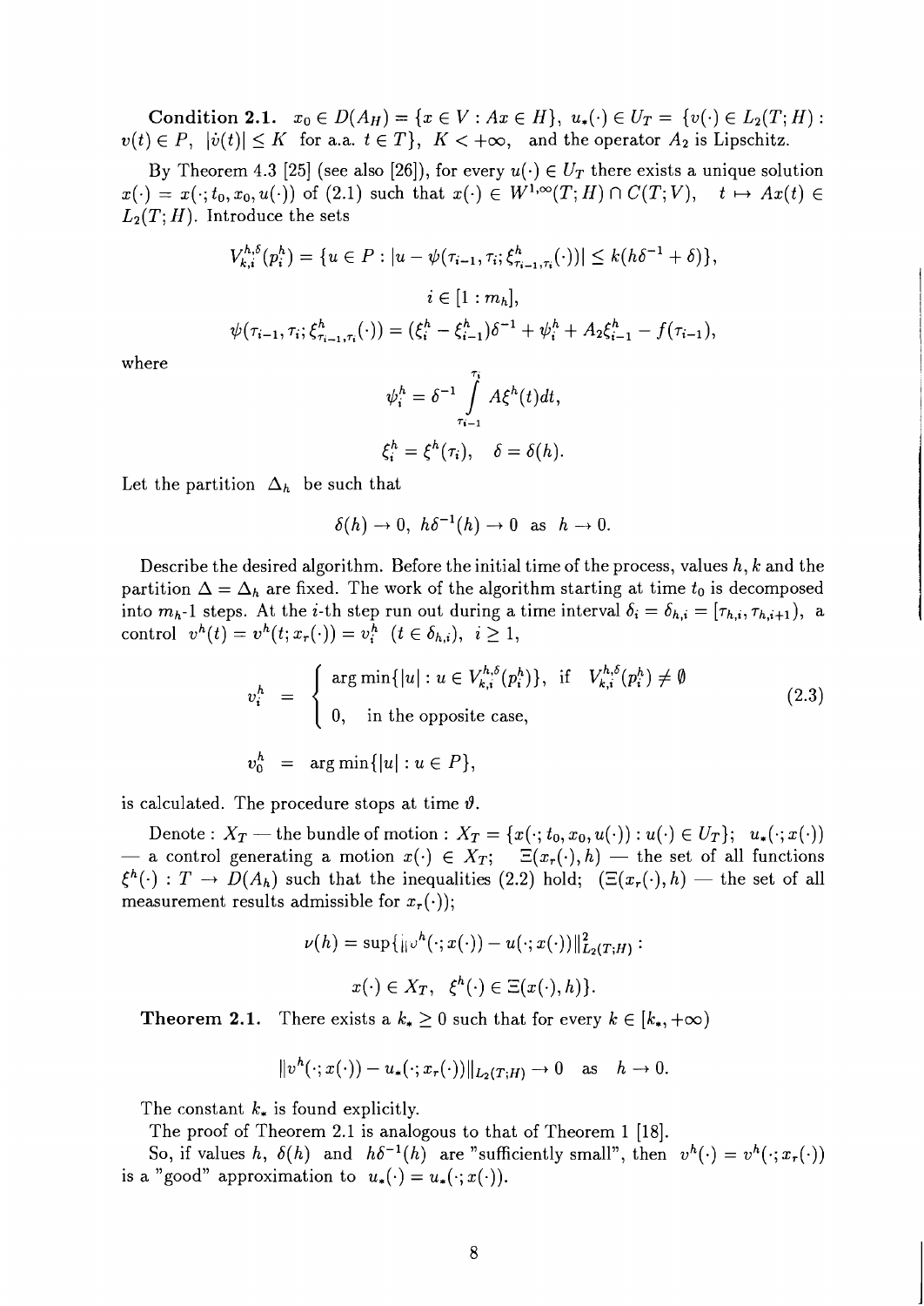**Condition 2.1.** $x_0 \in D(A_H) = \{x \in V : Ax \in H\}$, $u_*(\cdot) \in U_T = \{v(\cdot) \in L_2(T;H) : v(t) \in P, \ |\dot{v}(t)| \le K \text{ for a.a. } t \in T\}$, $K < +\infty$, and the operator $A_2$ is Lipschitz.

By Theorem 4.3 [25] (see also [26]), for every $u(\cdot) \in U_T$ there exists a unique solution $x(\cdot) = x(\cdot; t_0, x_0, u(\cdot))$ of (2.1) such that $x(\cdot) \in W^{1,\infty}(T;H) \cap C(T;V)$, $t \mapsto Ax(t) \in L_2(T;H)$. Introduce the sets

$$V_{k,i}^{h,\delta}(p_i^h) = \{u \in P : |u - \psi(\tau_{i-1}, \tau_i; \xi^h_{\tau_{i-1},\tau_i}(\cdot))| \le k(h\delta^{-1} + \delta)\},$$

$$i \in [1 : m_h],$$

$$\psi(\tau_{i-1}, \tau_i; \xi^h_{\tau_{i-1},\tau_i}(\cdot)) = (\xi_i^h - \xi_{i-1}^h)\delta^{-1} + \psi_i^h + A_2\xi_{i-1}^h - f(\tau_{i-1}),$$

where

$$\psi_i^h = \delta^{-1} \int_{\tau_{i-1}}^{\tau_i} A\xi^h(t)dt,$$

$$\xi_i^h = \xi^h(\tau_i), \quad \delta = \delta(h).$$

Let the partition $\Delta_h$ be such that

$$\delta(h) \to 0, \ h\delta^{-1}(h) \to 0 \ \text{ as } \ h \to 0.$$

Describe the desired algorithm. Before the initial time of the process, values $h$, $k$ and the partition $\Delta = \Delta_h$ are fixed. The work of the algorithm starting at time $t_0$ is decomposed into $m_h$-1 steps. At the $i$-th step run out during a time interval $\delta_i = \delta_{h,i} = [\tau_{h,i}, \tau_{h,i+1})$, a control $v^h(t) = v^h(t; x_r(\cdot)) = v_i^h$ $(t \in \delta_{h,i})$, $i \ge 1$,

$$v_i^h = \begin{cases} \arg\min\{|u| : u \in V_{k,i}^{h,\delta}(p_i^h)\}, & \text{if } V_{k,i}^{h,\delta}(p_i^h) \ne \emptyset \\ 0, & \text{in the opposite case,} \end{cases} \tag{2.3}$$

$$v_0^h = \arg\min\{|u| : u \in P\},$$

is calculated. The procedure stops at time $\vartheta$.

Denote : $X_T$ — the bundle of motion : $X_T = \{x(\cdot; t_0, x_0, u(\cdot)) : u(\cdot) \in U_T\}$; $u_*(\cdot; x(\cdot))$ — a control generating a motion $x(\cdot) \in X_T$; $\Xi(x_r(\cdot), h)$ — the set of all functions $\xi^h(\cdot) : T \to D(A_h)$ such that the inequalities (2.2) hold; ($\Xi(x_r(\cdot), h)$ — the set of all measurement results admissible for $x_r(\cdot)$);

$$\nu(h) = \sup\{\|v^h(\cdot; x(\cdot)) - u(\cdot; x(\cdot))\|^2_{L_2(T;H)} :$$

$$x(\cdot) \in X_T, \ \xi^h(\cdot) \in \Xi(x(\cdot), h)\}.$$

**Theorem 2.1.** There exists a $k_* \ge 0$ such that for every $k \in [k_*, +\infty)$

$$\|v^h(\cdot; x(\cdot)) - u_*(\cdot; x_r(\cdot))\|_{L_2(T;H)} \to 0 \quad \text{as} \quad h \to 0.$$

The constant $k_*$ is found explicitly.

The proof of Theorem 2.1 is analogous to that of Theorem 1 [18].

So, if values $h$, $\delta(h)$ and $h\delta^{-1}(h)$ are "sufficiently small", then $v^h(\cdot) = v^h(\cdot; x_r(\cdot))$ is a "good" approximation to $u_*(\cdot) = u_*(\cdot; x(\cdot))$.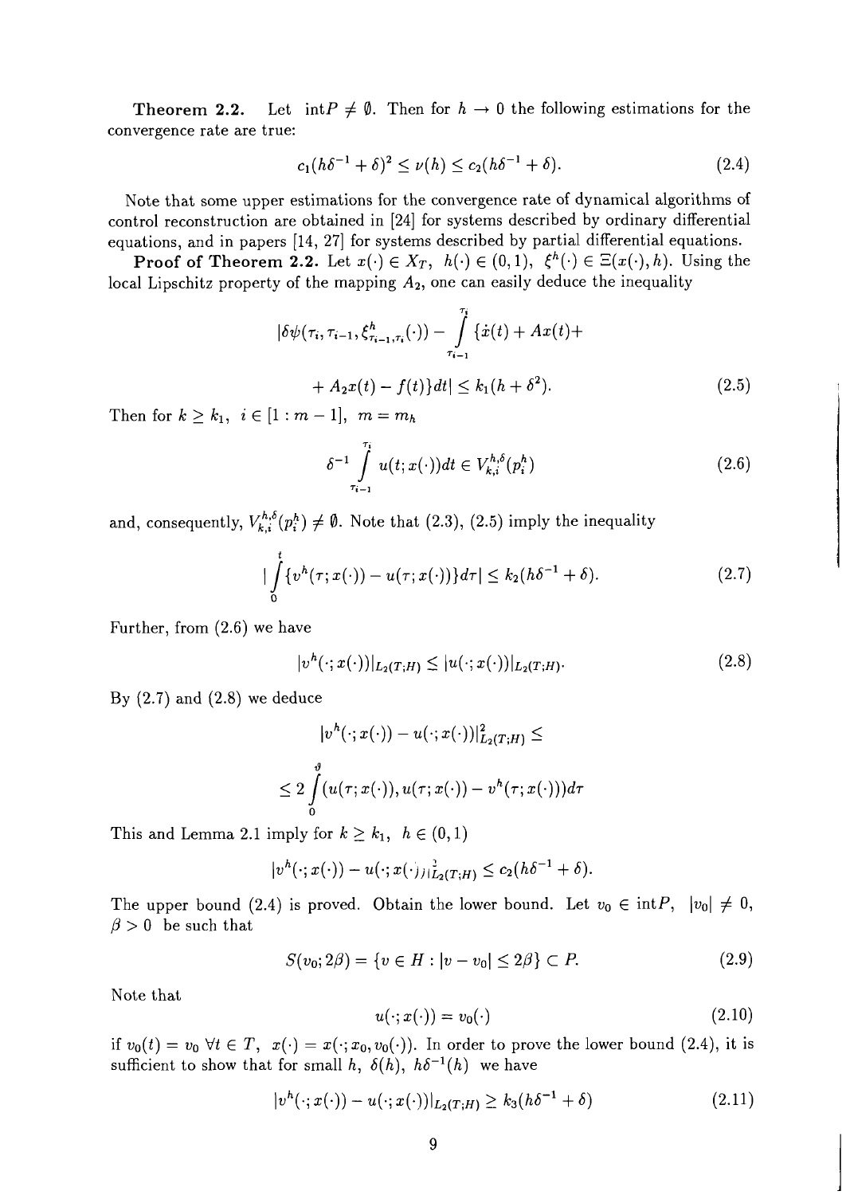**Theorem 2.2.** Let $\operatorname{int} P \neq \emptyset$. Then for $h \to 0$ the following estimations for the convergence rate are true:

$$c_1(h\delta^{-1} + \delta)^2 \leq \nu(h) \leq c_2(h\delta^{-1} + \delta). \tag{2.4}$$

Note that some upper estimations for the convergence rate of dynamical algorithms of control reconstruction are obtained in [24] for systems described by ordinary differential equations, and in papers [14, 27] for systems described by partial differential equations.

**Proof of Theorem 2.2.** Let $x(\cdot) \in X_T$, $h(\cdot) \in (0,1)$, $\xi^h(\cdot) \in \Xi(x(\cdot), h)$. Using the local Lipschitz property of the mapping $A_2$, one can easily deduce the inequality

$$|\delta\psi(\tau_i, \tau_{i-1}, \xi^h_{\tau_{i-1},\tau_i}(\cdot)) - \int_{\tau_{i-1}}^{\tau_i} \{\dot{x}(t) + Ax(t) +$$

$$+ A_2 x(t) - f(t)\} dt| \leq k_1(h + \delta^2). \tag{2.5}$$

Then for $k \geq k_1$, $i \in [1 : m-1]$, $m = m_h$

$$\delta^{-1} \int_{\tau_{i-1}}^{\tau_i} u(t; x(\cdot)) dt \in V^{h,\delta}_{k,i}(p^h_i) \tag{2.6}$$

and, consequently, $V^{h,\delta}_{k,i}(p^h_i) \neq \emptyset$. Note that (2.3), (2.5) imply the inequality

$$|\int_0^t \{v^h(\tau; x(\cdot)) - u(\tau; x(\cdot))\} d\tau| \leq k_2(h\delta^{-1} + \delta). \tag{2.7}$$

Further, from (2.6) we have

$$|v^h(\cdot; x(\cdot))|_{L_2(T;H)} \leq |u(\cdot; x(\cdot))|_{L_2(T;H)}. \tag{2.8}$$

By (2.7) and (2.8) we deduce

$$|v^h(\cdot; x(\cdot)) - u(\cdot; x(\cdot))|^2_{L_2(T;H)} \leq$$

$$\leq 2 \int_0^{\vartheta} (u(\tau; x(\cdot)), u(\tau; x(\cdot)) - v^h(\tau; x(\cdot))) d\tau$$

This and Lemma 2.1 imply for $k \geq k_1$, $h \in (0,1)$

$$|v^h(\cdot; x(\cdot)) - u(\cdot; x(\cdot))|^2_{L_2(T;H)} \leq c_2(h\delta^{-1} + \delta).$$

The upper bound (2.4) is proved. Obtain the lower bound. Let $v_0 \in \operatorname{int} P$, $|v_0| \neq 0$, $\beta > 0$ be such that

$$S(v_0; 2\beta) = \{v \in H : |v - v_0| \leq 2\beta\} \subset P. \tag{2.9}$$

Note that

$$u(\cdot; x(\cdot)) = v_0(\cdot) \tag{2.10}$$

if $v_0(t) = v_0$ $\forall t \in T$, $x(\cdot) = x(\cdot; x_0, v_0(\cdot))$. In order to prove the lower bound (2.4), it is sufficient to show that for small $h$, $\delta(h)$, $h\delta^{-1}(h)$ we have

$$|v^h(\cdot; x(\cdot)) - u(\cdot; x(\cdot))|_{L_2(T;H)} \geq k_3(h\delta^{-1} + \delta) \tag{2.11}$$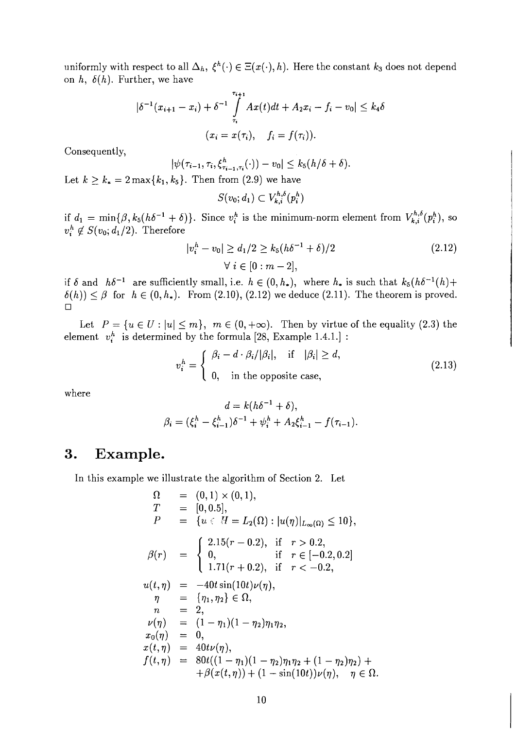uniformly with respect to all $\Delta_h$, $\xi^h(\cdot) \in \Xi(x(\cdot), h)$. Here the constant $k_3$ does not depend on $h$, $\delta(h)$. Further, we have

$$|\delta^{-1}(x_{i+1} - x_i) + \delta^{-1} \int_{\tau_i}^{\tau_{i+1}} Ax(t)dt + A_2 x_i - f_i - v_0| \leq k_4 \delta$$

$$(x_i = x(\tau_i), \quad f_i = f(\tau_i)).$$

Consequently,

$$|\psi(\tau_{i-1}, \tau_i, \xi^h_{\tau_{i-1}, \tau_i}(\cdot)) - v_0| \leq k_5(h/\delta + \delta).$$

Let $k \geq k_* = 2\max\{k_1, k_5\}$. Then from (2.9) we have

$$S(v_0; d_1) \subset V^{h,\delta}_{k,i}(p^h_i)$$

if $d_1 = \min\{\beta, k_5(h\delta^{-1} + \delta)\}$. Since $v^h_i$ is the minimum-norm element from $V^{h,\delta}_{k,i}(p^h_i)$, so $v^h_i \notin S(v_0; d_1/2)$. Therefore

$$|v^h_i - v_0| \geq d_1/2 \geq k_5(h\delta^{-1} + \delta)/2 \tag{2.12}$$

$$\forall\, i \in [0 : m-2],$$

if $\delta$ and $h\delta^{-1}$ are sufficiently small, i.e. $h \in (0, h_*)$, where $h_*$ is such that $k_5(h\delta^{-1}(h) + \delta(h)) \leq \beta$ for $h \in (0, h_*)$. From (2.10), (2.12) we deduce (2.11). The theorem is proved. □

Let $P = \{u \in U : |u| \leq m\}$, $m \in (0, +\infty)$. Then by virtue of the equality (2.3) the element $v^h_i$ is determined by the formula [28, Example 1.4.1.] :

$$v^h_i = \begin{cases} \beta_i - d \cdot \beta_i/|\beta_i|, & \text{if} \quad |\beta_i| \geq d, \\ 0, & \text{in the opposite case,} \end{cases} \tag{2.13}$$

where

$$d = k(h\delta^{-1} + \delta),$$

$$\beta_i = (\xi^h_i - \xi^h_{i-1})\delta^{-1} + \psi^h_i + A_2 \xi^h_{i-1} - f(\tau_{i-1}).$$

# 3. Example.

In this example we illustrate the algorithm of Section 2. Let

$$\begin{aligned}
\Omega &= (0,1) \times (0,1), \\
T &= [0, 0.5], \\
P &= \{u \in H = L_2(\Omega) : |u(\eta)|_{L_\infty(\Omega)} \leq 10\}, \\
\beta(r) &= \begin{cases} 2.15(r - 0.2), & \text{if} \quad r > 0.2, \\ 0, & \text{if} \quad r \in [-0.2, 0.2] \\ 1.71(r + 0.2), & \text{if} \quad r < -0.2, \end{cases} \\
u(t,\eta) &= -40t\sin(10t)\nu(\eta), \\
\eta &= \{\eta_1, \eta_2\} \in \Omega, \\
n &= 2, \\
\nu(\eta) &= (1-\eta_1)(1-\eta_2)\eta_1\eta_2, \\
x_0(\eta) &= 0, \\
x(t,\eta) &= 40t\nu(\eta), \\
f(t,\eta) &= 80t((1-\eta_1)(1-\eta_2)\eta_1\eta_2 + (1-\eta_2)\eta_2) + \\
&\quad + \beta(x(t,\eta)) + (1 - \sin(10t))\nu(\eta), \quad \eta \in \Omega.
\end{aligned}$$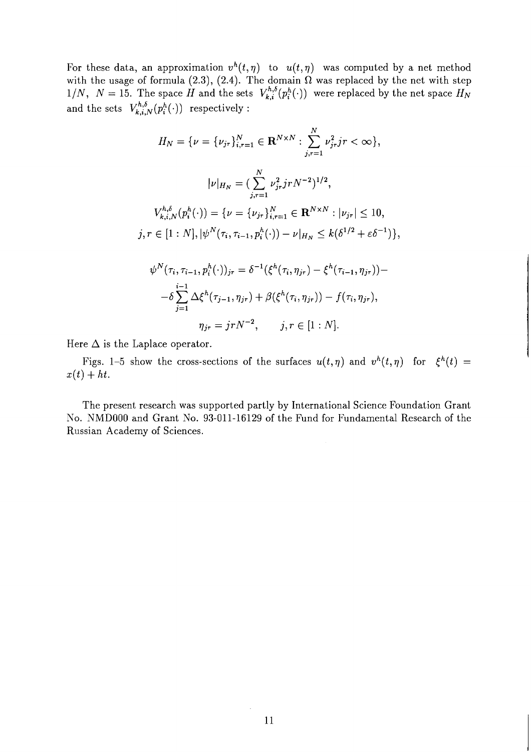For these data, an approximation $v^h(t,\eta)$ to $u(t,\eta)$ was computed by a net method with the usage of formula (2.3), (2.4). The domain $\Omega$ was replaced by the net with step $1/N$, $N = 15$. The space $H$ and the sets $V_{k,i}^{h,\delta}(p_i^h(\cdot))$ were replaced by the net space $H_N$ and the sets $V_{k,i,N}^{h,\delta}(p_i^h(\cdot))$ respectively :

$$H_N = \{\nu = \{\nu_{jr}\}_{i,r=1}^{N} \in \mathbf{R}^{N\times N} : \sum_{j,r=1}^{N} \nu_{jr}^2 jr < \infty\},$$

$$|\nu|_{H_N} = (\sum_{j,r=1}^{N} \nu_{jr}^2 jr N^{-2})^{1/2},$$

$$V_{k,i,N}^{h,\delta}(p_i^h(\cdot)) = \{\nu = \{\nu_{jr}\}_{i,r=1}^{N} \in \mathbf{R}^{N\times N} : |\nu_{jr}| \leq 10,$$
$$j,r \in [1:N], |\psi^N(\tau_i, \tau_{i-1}, p_i^h(\cdot)) - \nu|_{H_N} \leq k(\delta^{1/2} + \varepsilon\delta^{-1})\},$$

$$\psi^N(\tau_i, \tau_{i-1}, p_i^h(\cdot))_{jr} = \delta^{-1}(\xi^h(\tau_i, \eta_{jr}) - \xi^h(\tau_{i-1}, \eta_{jr})) -$$
$$-\delta \sum_{j=1}^{i-1} \Delta\xi^h(\tau_{j-1}, \eta_{jr}) + \beta(\xi^h(\tau_i, \eta_{jr})) - f(\tau_i, \eta_{jr}),$$

$$\eta_{jr} = jrN^{-2}, \qquad j,r \in [1:N].$$

Here $\Delta$ is the Laplace operator.

Figs. 1–5 show the cross-sections of the surfaces $u(t,\eta)$ and $v^h(t,\eta)$ for $\xi^h(t) = x(t) + ht$.

The present research was supported partly by International Science Foundation Grant No. NMD000 and Grant No. 93-011-16129 of the Fund for Fundamental Research of the Russian Academy of Sciences.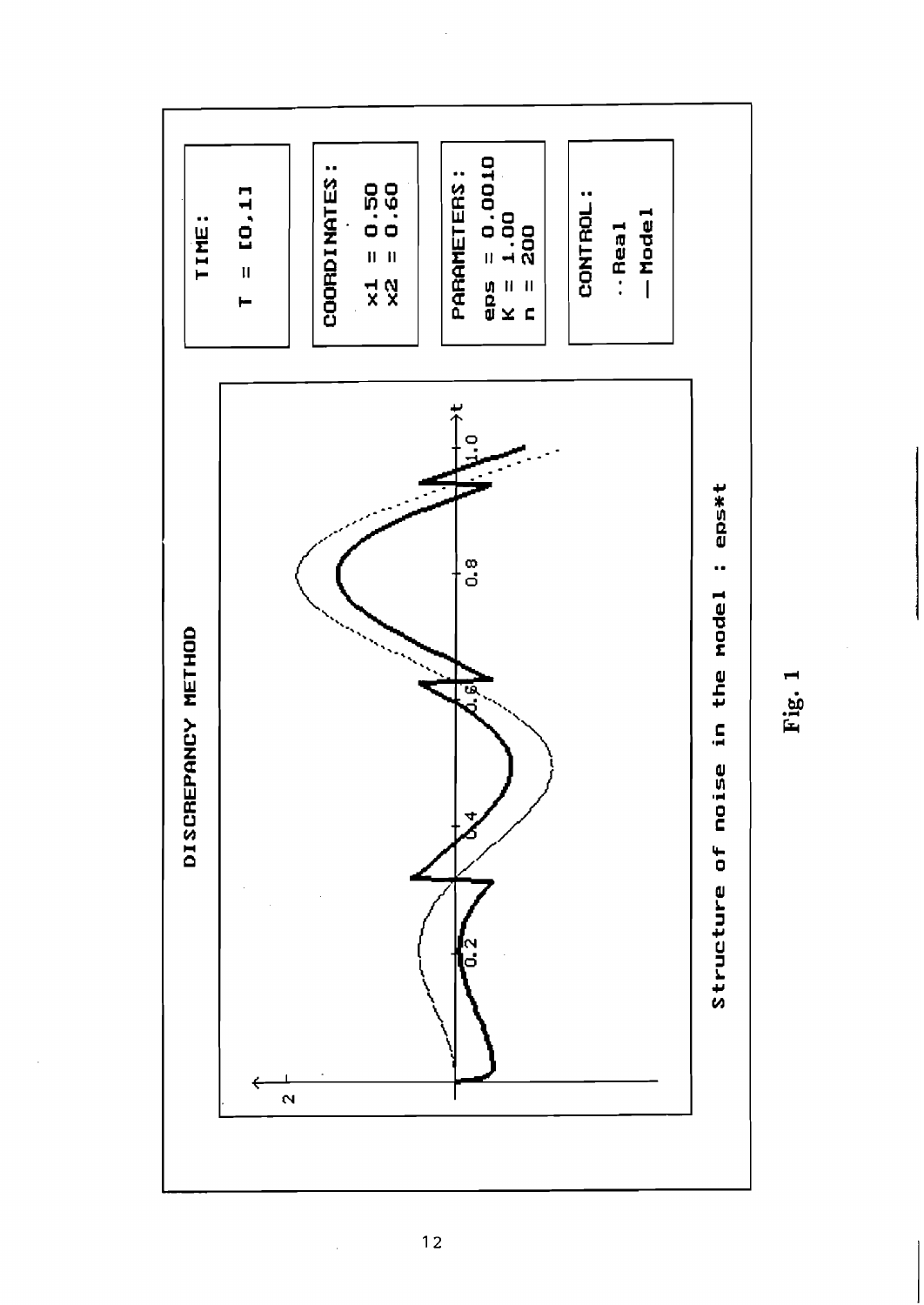DISCREPANCY METHOD

TIME:

T = [0,1]

COORDINATES:

x1 = 0.50
x2 = 0.60

PARAMETERS:

eps = 0.0010
K = 1.00
n = 200

CONTROL:

·· Real
— Model

Structure of noise in the model : eps*t

Fig. 1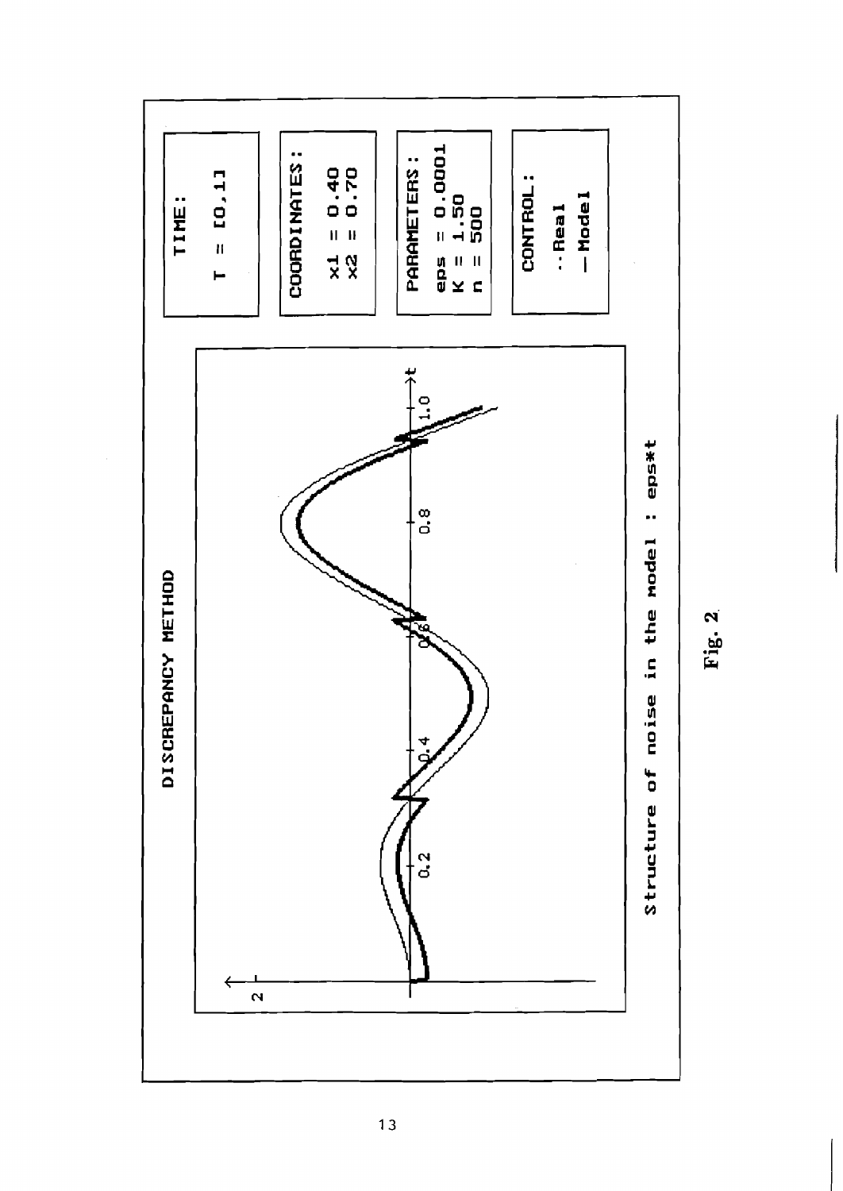**DISCREPANCY METHOD**

**TIME:**

T = [0,1]

**COORDINATES:**

x1 = 0.40
x2 = 0.70

**PARAMETERS:**

eps = 0.0001
K = 1.50
n = 500

**CONTROL:**

·· Real
— Model

Structure of noise in the model : eps*t

Fig. 2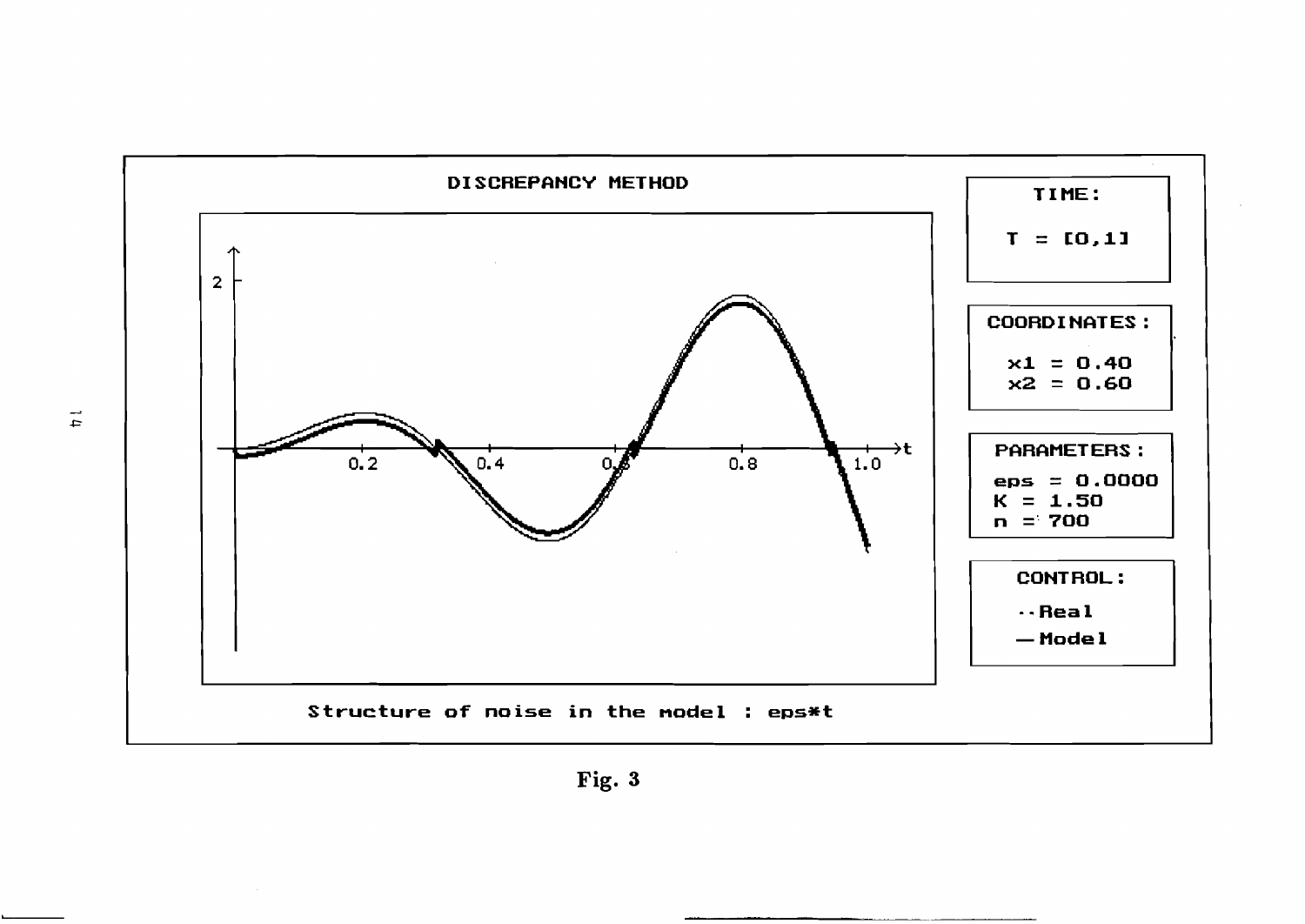DISCREPANCY METHOD

TIME:

T = [0,1]

COORDINATES:

x1 = 0.40
x2 = 0.60

PARAMETERS:

eps = 0.0000
K = 1.50
n = 700

CONTROL:

·· Real
— Model

Structure of noise in the model : eps*t

**Fig. 3**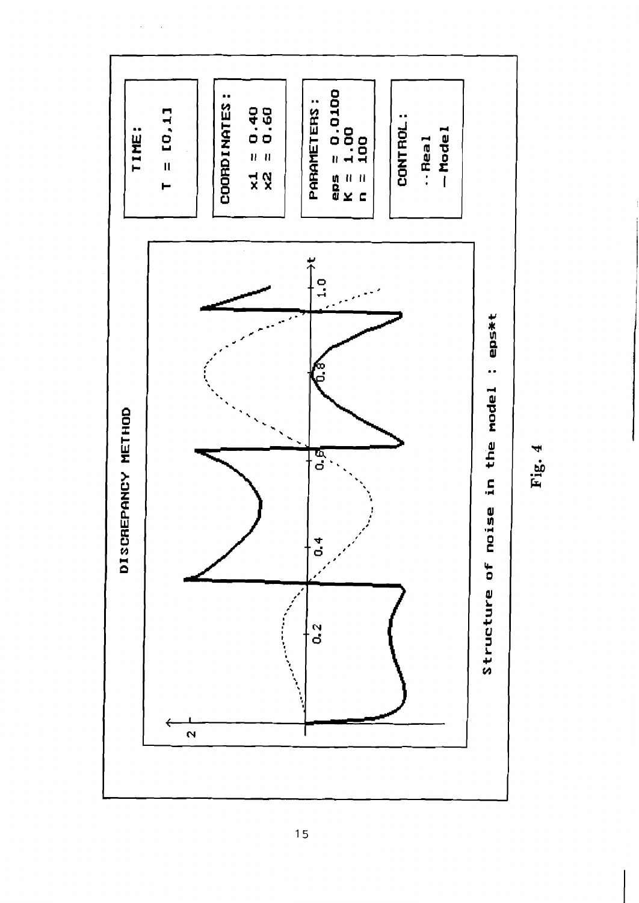DISCREPANCY METHOD

TIME:

T = [0,1]

COORDINATES:

x1 = 0.40
x2 = 0.60

PARAMETERS:

eps = 0.0100
K = 1.00
n = 100

CONTROL:

·· Real
— Model

Structure of noise in the model : eps*t

Fig. 4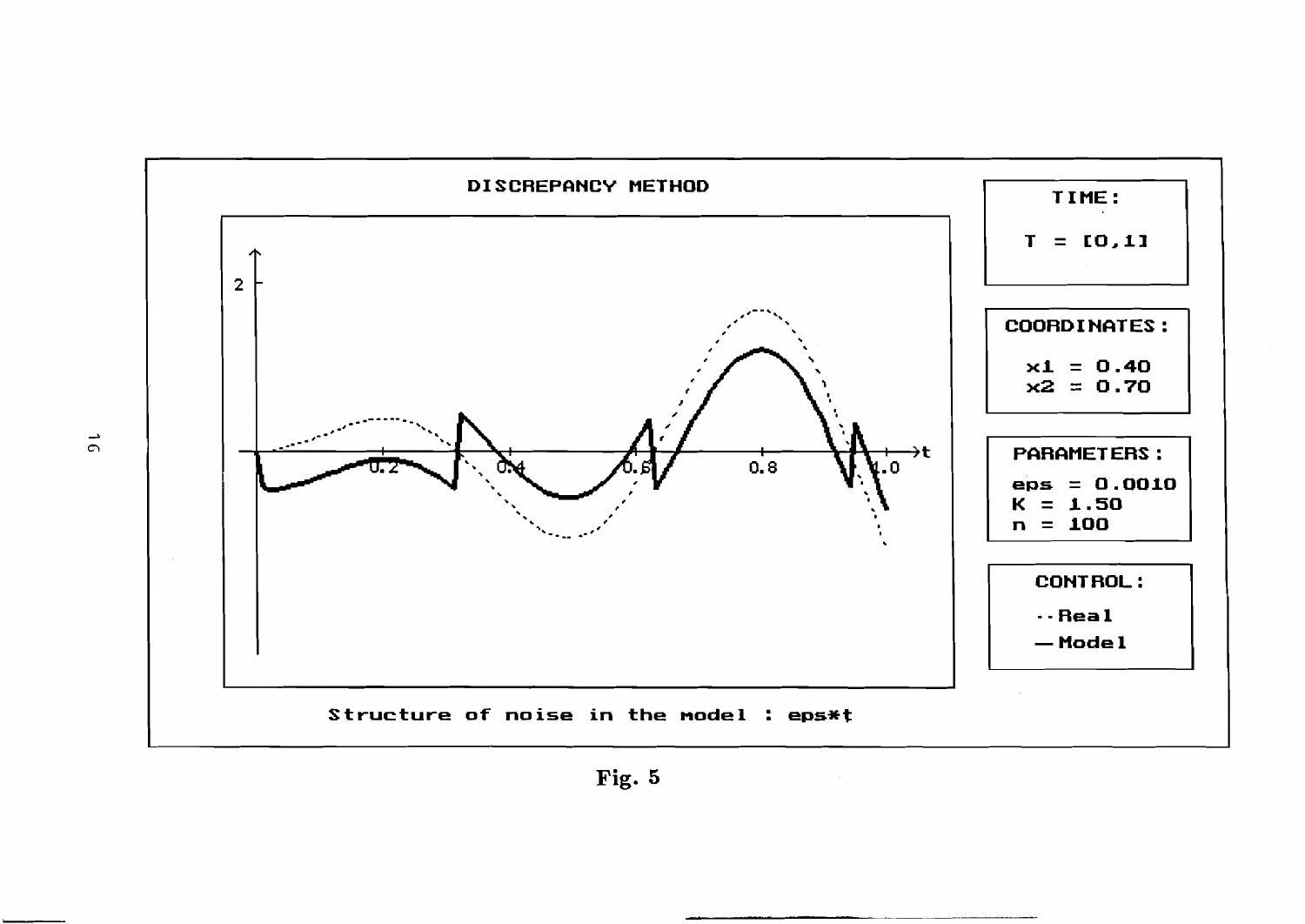DISCREPANCY METHOD

TIME:

T = [0,1]

COORDINATES:

x1 = 0.40
x2 = 0.70

PARAMETERS:

eps = 0.0010
K = 1.50
n = 100

CONTROL:

·· Real
— Model

Structure of noise in the model : eps*t

**Fig. 5**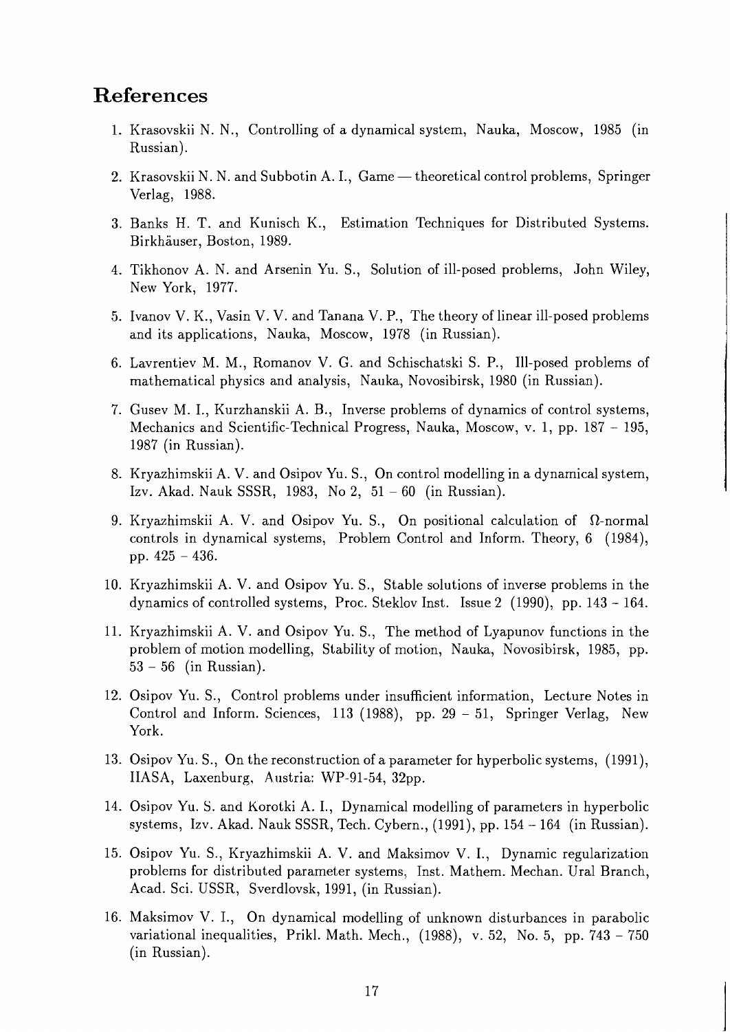# References

1. Krasovskii N. N., Controlling of a dynamical system, Nauka, Moscow, 1985 (in Russian).

2. Krasovskii N. N. and Subbotin A. I., Game — theoretical control problems, Springer Verlag, 1988.

3. Banks H. T. and Kunisch K., Estimation Techniques for Distributed Systems. Birkhäuser, Boston, 1989.

4. Tikhonov A. N. and Arsenin Yu. S., Solution of ill-posed problems, John Wiley, New York, 1977.

5. Ivanov V. K., Vasin V. V. and Tanana V. P., The theory of linear ill-posed problems and its applications, Nauka, Moscow, 1978 (in Russian).

6. Lavrentiev M. M., Romanov V. G. and Schischatski S. P., Ill-posed problems of mathematical physics and analysis, Nauka, Novosibirsk, 1980 (in Russian).

7. Gusev M. I., Kurzhanskii A. B., Inverse problems of dynamics of control systems, Mechanics and Scientific-Technical Progress, Nauka, Moscow, v. 1, pp. 187 – 195, 1987 (in Russian).

8. Kryazhimskii A. V. and Osipov Yu. S., On control modelling in a dynamical system, Izv. Akad. Nauk SSSR, 1983, No 2, 51 – 60 (in Russian).

9. Kryazhimskii A. V. and Osipov Yu. S., On positional calculation of $\Omega$-normal controls in dynamical systems, Problem Control and Inform. Theory, 6 (1984), pp. 425 – 436.

10. Kryazhimskii A. V. and Osipov Yu. S., Stable solutions of inverse problems in the dynamics of controlled systems, Proc. Steklov Inst. Issue 2 (1990), pp. 143 – 164.

11. Kryazhimskii A. V. and Osipov Yu. S., The method of Lyapunov functions in the problem of motion modelling, Stability of motion, Nauka, Novosibirsk, 1985, pp. 53 – 56 (in Russian).

12. Osipov Yu. S., Control problems under insufficient information, Lecture Notes in Control and Inform. Sciences, 113 (1988), pp. 29 – 51, Springer Verlag, New York.

13. Osipov Yu. S., On the reconstruction of a parameter for hyperbolic systems, (1991), IIASA, Laxenburg, Austria: WP-91-54, 32pp.

14. Osipov Yu. S. and Korotki A. I., Dynamical modelling of parameters in hyperbolic systems, Izv. Akad. Nauk SSSR, Tech. Cybern., (1991), pp. 154 – 164 (in Russian).

15. Osipov Yu. S., Kryazhimskii A. V. and Maksimov V. I., Dynamic regularization problems for distributed parameter systems, Inst. Mathem. Mechan. Ural Branch, Acad. Sci. USSR, Sverdlovsk, 1991, (in Russian).

16. Maksimov V. I., On dynamical modelling of unknown disturbances in parabolic variational inequalities, Prikl. Math. Mech., (1988), v. 52, No. 5, pp. 743 – 750 (in Russian).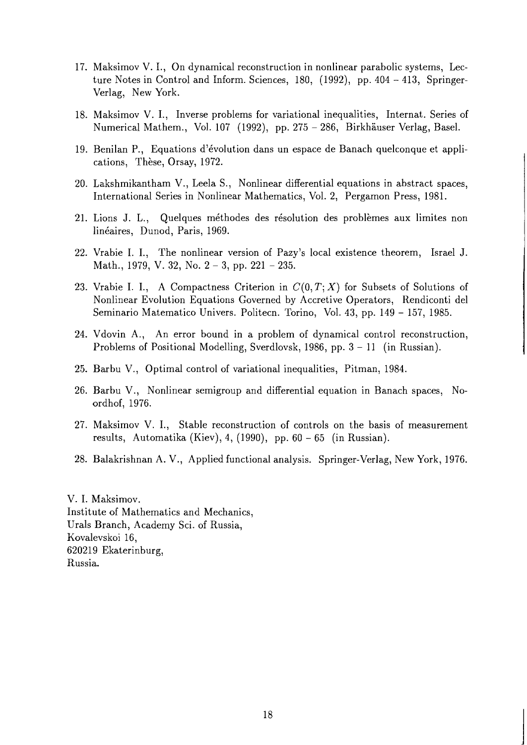17. Maksimov V. I., On dynamical reconstruction in nonlinear parabolic systems, Lecture Notes in Control and Inform. Sciences, 180, (1992), pp. 404 – 413, Springer-Verlag, New York.

18. Maksimov V. I., Inverse problems for variational inequalities, Internat. Series of Numerical Mathem., Vol. 107 (1992), pp. 275 – 286, Birkhäuser Verlag, Basel.

19. Benilan P., Equations d'évolution dans un espace de Banach quelconque et applications, Thèse, Orsay, 1972.

20. Lakshmikantham V., Leela S., Nonlinear differential equations in abstract spaces, International Series in Nonlinear Mathematics, Vol. 2, Pergamon Press, 1981.

21. Lions J. L., Quelques méthodes des résolution des problèmes aux limites non linéaires, Dunod, Paris, 1969.

22. Vrabie I. I., The nonlinear version of Pazy's local existence theorem, Israel J. Math., 1979, V. 32, No. 2 – 3, pp. 221 – 235.

23. Vrabie I. I., A Compactness Criterion in $C(0, T; X)$ for Subsets of Solutions of Nonlinear Evolution Equations Governed by Accretive Operators, Rendiconti del Seminario Matematico Univers. Politecn. Torino, Vol. 43, pp. 149 – 157, 1985.

24. Vdovin A., An error bound in a problem of dynamical control reconstruction, Problems of Positional Modelling, Sverdlovsk, 1986, pp. 3 – 11 (in Russian).

25. Barbu V., Optimal control of variational inequalities, Pitman, 1984.

26. Barbu V., Nonlinear semigroup and differential equation in Banach spaces, Noordhof, 1976.

27. Maksimov V. I., Stable reconstruction of controls on the basis of measurement results, Automatika (Kiev), 4, (1990), pp. 60 – 65 (in Russian).

28. Balakrishnan A. V., Applied functional analysis. Springer-Verlag, New York, 1976.

V. I. Maksimov.
Institute of Mathematics and Mechanics,
Urals Branch, Academy Sci. of Russia,
Kovalevskoi 16,
620219 Ekaterinburg,
Russia.